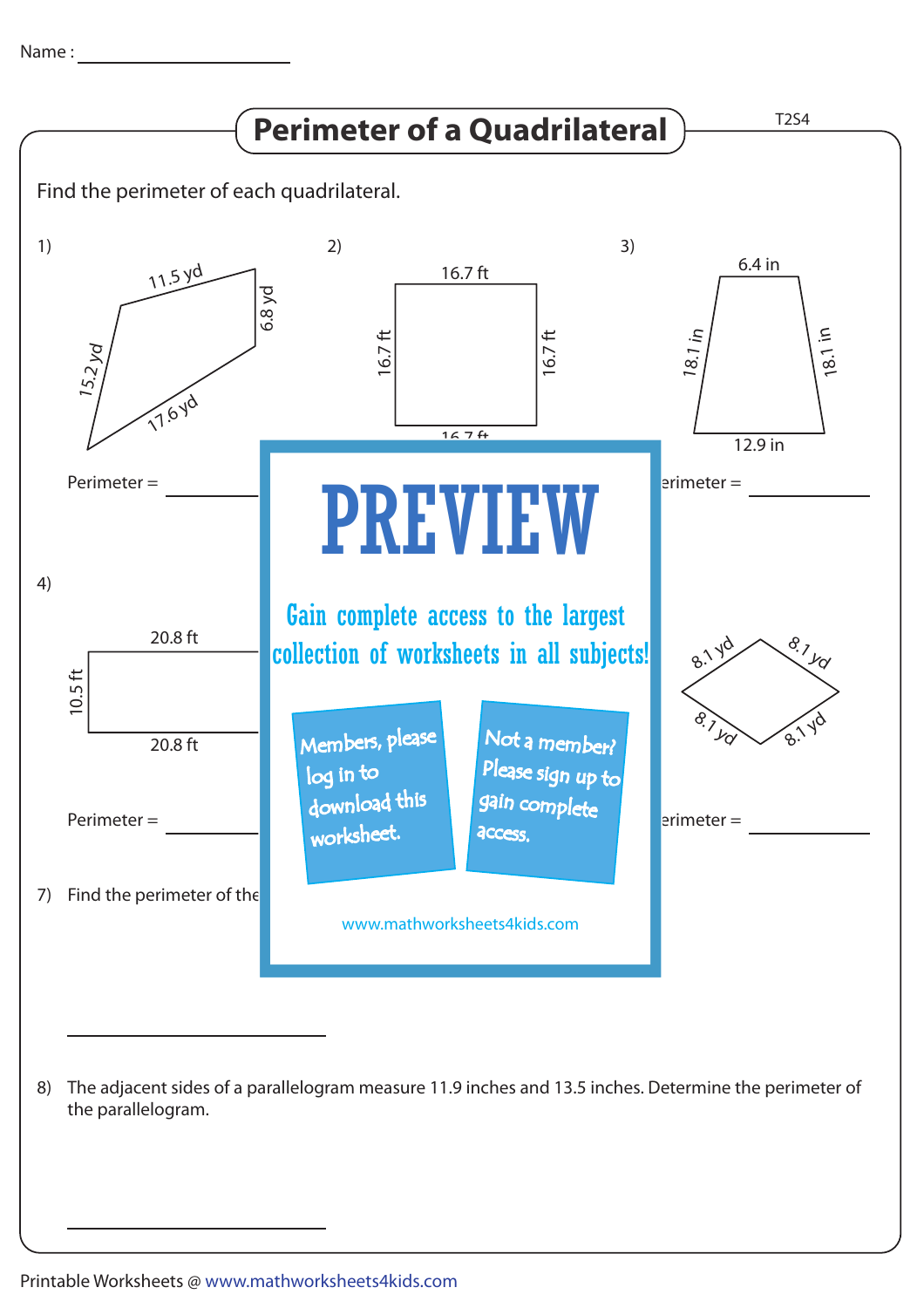Name : ____________________

# Perimeter of a Quadrilateral

T2S4

Find the perimeter of each quadrilateral.

1)

11.5 yd, 6.8 yd, 15.2 yd, 17.6 yd

Perimeter = __________

2)

16.7 ft, 16.7 ft, 16.7 ft, 16.7 ft

3)

6.4 in, 18.1 in, 18.1 in, 12.9 in

Perimeter = __________

4)

20.8 ft, 10.5 ft, 20.8 ft

Perimeter = __________

PREVIEW

Gain complete access to the largest collection of worksheets in all subjects!

Members, please log in to download this worksheet.

Not a member? Please sign up to gain complete access.

www.mathworksheets4kids.com

8.1 yd, 8.1 yd, 8.1 yd, 8.1 yd

Perimeter = __________

7) Find the perimeter of the

__________

8) The adjacent sides of a parallelogram measure 11.9 inches and 13.5 inches. Determine the perimeter of the parallelogram.

__________

Printable Worksheets @ www.mathworksheets4kids.com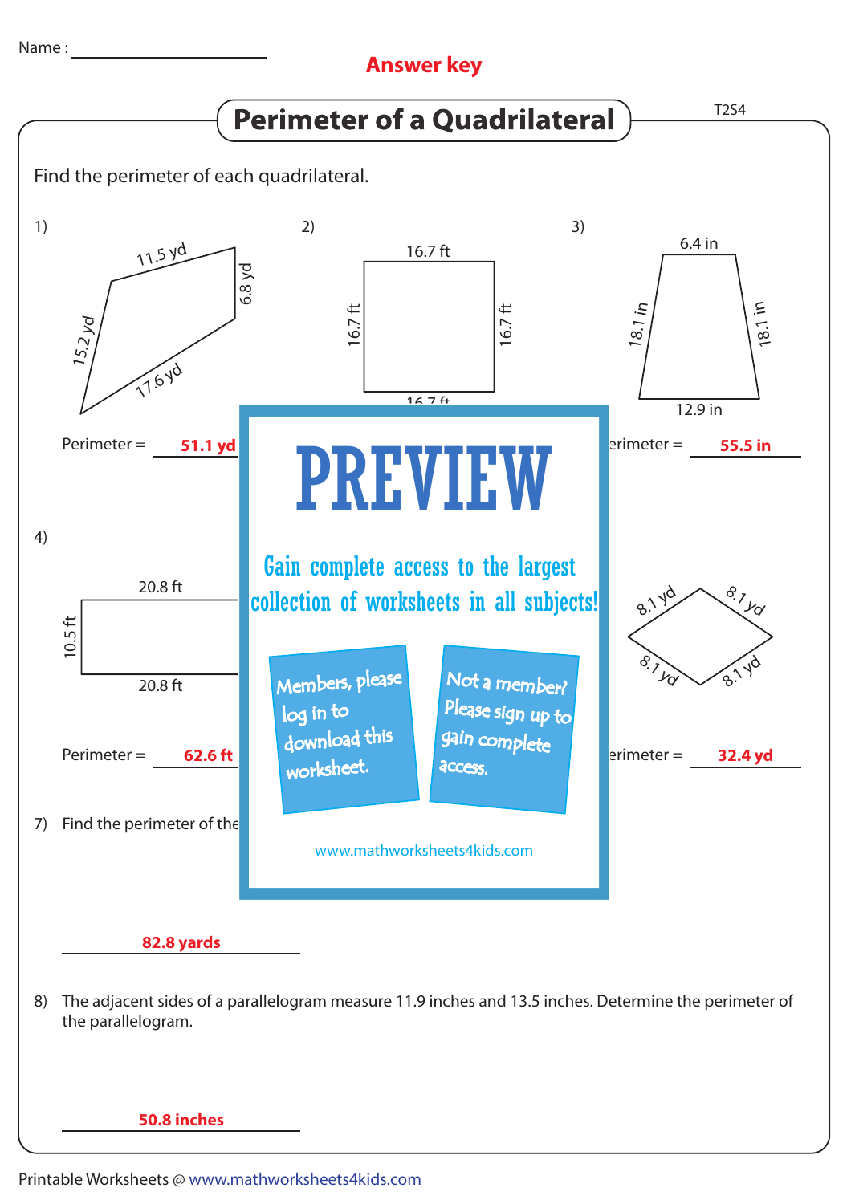Name : ____________________

**Answer key**

# Perimeter of a Quadrilateral

T2S4

Find the perimeter of each quadrilateral.

1)

11.5 yd

6.8 yd

15.2 yd

17.6 yd

Perimeter = **51.1 yd**

2)

16.7 ft

16.7 ft

16.7 ft

16.7 ft

3)

6.4 in

18.1 in

18.1 in

12.9 in

Perimeter = **55.5 in**

4)

20.8 ft

10.5 ft

20.8 ft

Perimeter = **62.6 ft**

8.1 yd

8.1 yd

8.1 yd

8.1 yd

Perimeter = **32.4 yd**

7) Find the perimeter of the

**82.8 yards**

8) The adjacent sides of a parallelogram measure 11.9 inches and 13.5 inches. Determine the perimeter of the parallelogram.

**50.8 inches**

PREVIEW

Gain complete access to the largest collection of worksheets in all subjects!

Members, please log in to download this worksheet.

Not a member? Please sign up to gain complete access.

www.mathworksheets4kids.com

Printable Worksheets @ www.mathworksheets4kids.com